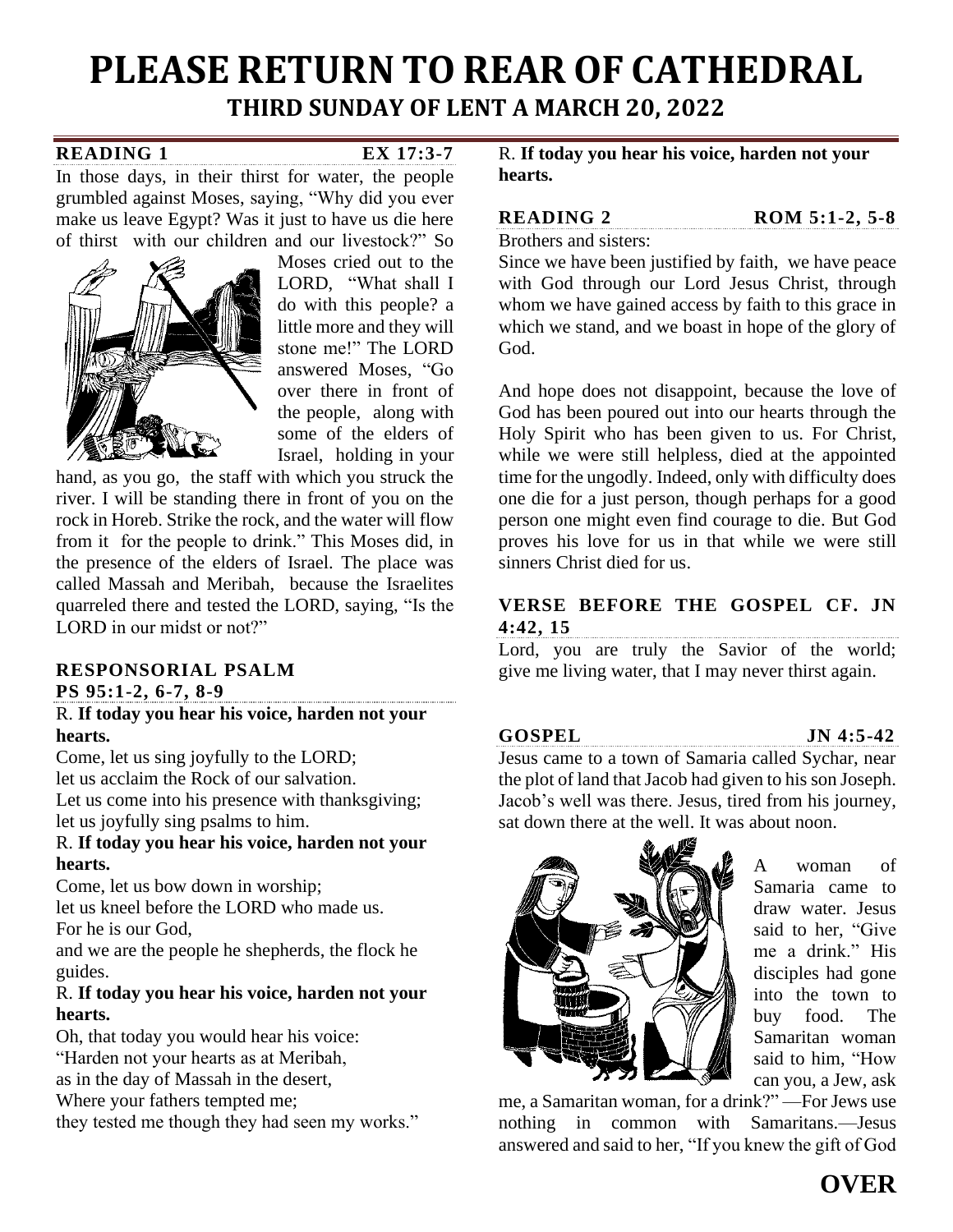# PLEASE RETURN TO REAR OF CATHEDRAL

## THIRD SUNDAY OF LENT A MARCH 20, 2022

### READING 1 EX 17:3-7

In those days, in their thirst for water, the people grumbled against Moses, saying, "Why did you ever make us leave Egypt? Was it just to have us die here of thirst with our children and our livestock?" So Moses cried out to the LORD, "What shall I do with this people? a little more and they will stone me!" The LORD answered Moses, "Go over there in front of the people, along with some of the elders of Israel, holding in your hand, as you go, the staff with which you struck the river. I will be standing there in front of you on the rock in Horeb. Strike the rock, and the water will flow from it for the people to drink." This Moses did, in the presence of the elders of Israel. The place was called Massah and Meribah, because the Israelites quarreled there and tested the LORD, saying, "Is the LORD in our midst or not?"

### RESPONSORIAL PSALM PS 95:1-2, 6-7, 8-9

R. **If today you hear his voice, harden not your hearts.**

Come, let us sing joyfully to the LORD;
let us acclaim the Rock of our salvation.
Let us come into his presence with thanksgiving;
let us joyfully sing psalms to him.

R. **If today you hear his voice, harden not your hearts.**

Come, let us bow down in worship;
let us kneel before the LORD who made us.
For he is our God,
and we are the people he shepherds, the flock he guides.

R. **If today you hear his voice, harden not your hearts.**

Oh, that today you would hear his voice:
"Harden not your hearts as at Meribah,
as in the day of Massah in the desert,
Where your fathers tempted me;
they tested me though they had seen my works."

R. **If today you hear his voice, harden not your hearts.**

### READING 2 ROM 5:1-2, 5-8

Brothers and sisters:

Since we have been justified by faith, we have peace with God through our Lord Jesus Christ, through whom we have gained access by faith to this grace in which we stand, and we boast in hope of the glory of God.

And hope does not disappoint, because the love of God has been poured out into our hearts through the Holy Spirit who has been given to us. For Christ, while we were still helpless, died at the appointed time for the ungodly. Indeed, only with difficulty does one die for a just person, though perhaps for a good person one might even find courage to die. But God proves his love for us in that while we were still sinners Christ died for us.

### VERSE BEFORE THE GOSPEL CF. JN 4:42, 15

Lord, you are truly the Savior of the world; give me living water, that I may never thirst again.

### GOSPEL JN 4:5-42

Jesus came to a town of Samaria called Sychar, near the plot of land that Jacob had given to his son Joseph. Jacob's well was there. Jesus, tired from his journey, sat down there at the well. It was about noon.

A woman of Samaria came to draw water. Jesus said to her, "Give me a drink." His disciples had gone into the town to buy food. The Samaritan woman said to him, "How can you, a Jew, ask me, a Samaritan woman, for a drink?" —For Jews use nothing in common with Samaritans.—Jesus answered and said to her, "If you knew the gift of God

**OVER**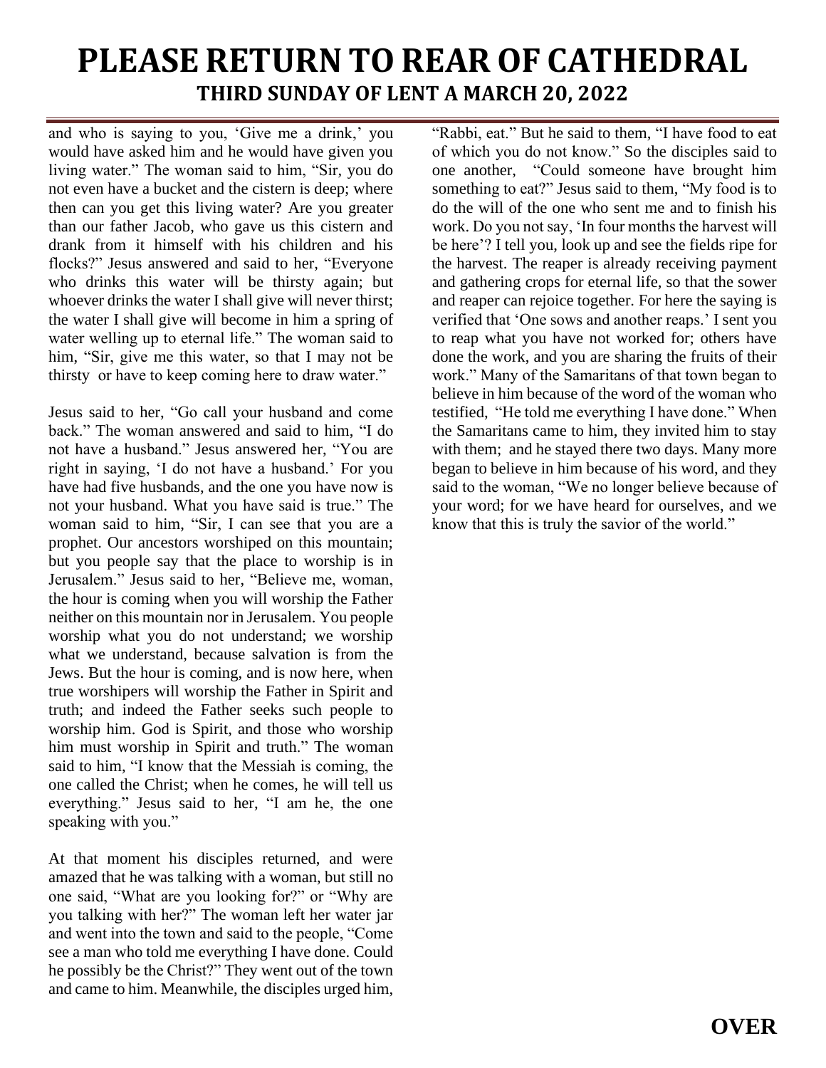# PLEASE RETURN TO REAR OF CATHEDRAL

## THIRD SUNDAY OF LENT A MARCH 20, 2022

and who is saying to you, 'Give me a drink,' you would have asked him and he would have given you living water." The woman said to him, "Sir, you do not even have a bucket and the cistern is deep; where then can you get this living water? Are you greater than our father Jacob, who gave us this cistern and drank from it himself with his children and his flocks?" Jesus answered and said to her, "Everyone who drinks this water will be thirsty again; but whoever drinks the water I shall give will never thirst; the water I shall give will become in him a spring of water welling up to eternal life." The woman said to him, "Sir, give me this water, so that I may not be thirsty or have to keep coming here to draw water."

Jesus said to her, "Go call your husband and come back." The woman answered and said to him, "I do not have a husband." Jesus answered her, "You are right in saying, 'I do not have a husband.' For you have had five husbands, and the one you have now is not your husband. What you have said is true." The woman said to him, "Sir, I can see that you are a prophet. Our ancestors worshiped on this mountain; but you people say that the place to worship is in Jerusalem." Jesus said to her, "Believe me, woman, the hour is coming when you will worship the Father neither on this mountain nor in Jerusalem. You people worship what you do not understand; we worship what we understand, because salvation is from the Jews. But the hour is coming, and is now here, when true worshipers will worship the Father in Spirit and truth; and indeed the Father seeks such people to worship him. God is Spirit, and those who worship him must worship in Spirit and truth." The woman said to him, "I know that the Messiah is coming, the one called the Christ; when he comes, he will tell us everything." Jesus said to her, "I am he, the one speaking with you."

At that moment his disciples returned, and were amazed that he was talking with a woman, but still no one said, "What are you looking for?" or "Why are you talking with her?" The woman left her water jar and went into the town and said to the people, "Come see a man who told me everything I have done. Could he possibly be the Christ?" They went out of the town and came to him. Meanwhile, the disciples urged him, "Rabbi, eat." But he said to them, "I have food to eat of which you do not know." So the disciples said to one another, "Could someone have brought him something to eat?" Jesus said to them, "My food is to do the will of the one who sent me and to finish his work. Do you not say, 'In four months the harvest will be here'? I tell you, look up and see the fields ripe for the harvest. The reaper is already receiving payment and gathering crops for eternal life, so that the sower and reaper can rejoice together. For here the saying is verified that 'One sows and another reaps.' I sent you to reap what you have not worked for; others have done the work, and you are sharing the fruits of their work." Many of the Samaritans of that town began to believe in him because of the word of the woman who testified, "He told me everything I have done." When the Samaritans came to him, they invited him to stay with them; and he stayed there two days. Many more began to believe in him because of his word, and they said to the woman, "We no longer believe because of your word; for we have heard for ourselves, and we know that this is truly the savior of the world."

**OVER**